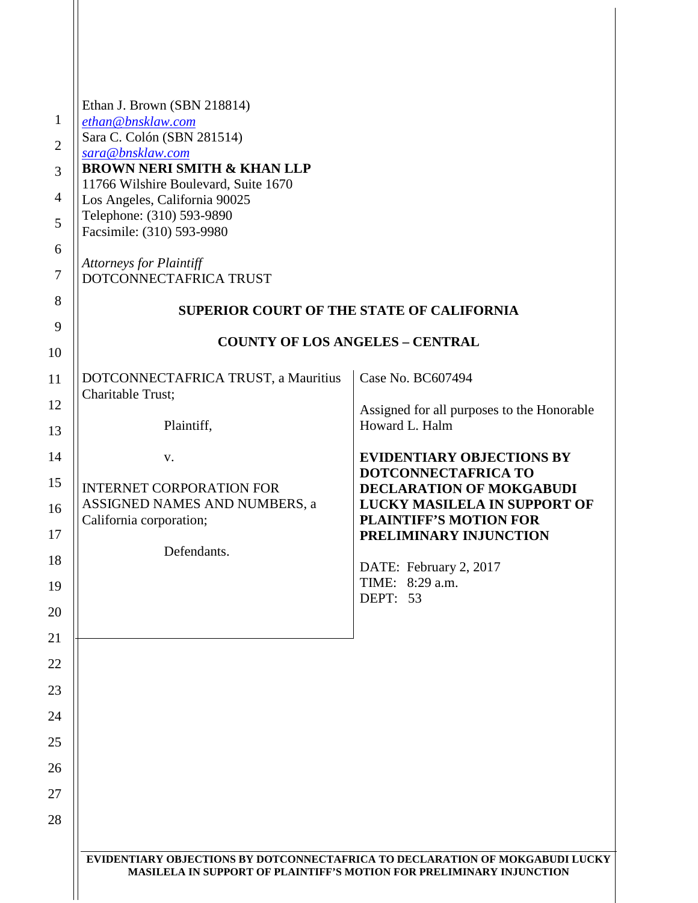Ethan J. Brown (SBN 218814)
ethan@bnsklaw.com
Sara C. Colón (SBN 281514)
sara@bnsklaw.com
**BROWN NERI SMITH & KHAN LLP**
11766 Wilshire Boulevard, Suite 1670
Los Angeles, California 90025
Telephone: (310) 593-9890
Facsimile: (310) 593-9980

*Attorneys for Plaintiff*
DOTCONNECTAFRICA TRUST

**SUPERIOR COURT OF THE STATE OF CALIFORNIA**

**COUNTY OF LOS ANGELES – CENTRAL**

| | |
|---|---|
| DOTCONNECTAFRICA TRUST, a Mauritius Charitable Trust;<br><br>Plaintiff,<br><br>v.<br><br>INTERNET CORPORATION FOR ASSIGNED NAMES AND NUMBERS, a California corporation;<br><br>Defendants. | Case No. BC607494<br><br>Assigned for all purposes to the Honorable Howard L. Halm<br><br>**EVIDENTIARY OBJECTIONS BY DOTCONNECTAFRICA TO DECLARATION OF MOKGABUDI LUCKY MASILELA IN SUPPORT OF PLAINTIFF'S MOTION FOR PRELIMINARY INJUNCTION**<br><br>DATE: February 2, 2017<br>TIME: 8:29 a.m.<br>DEPT: 53 |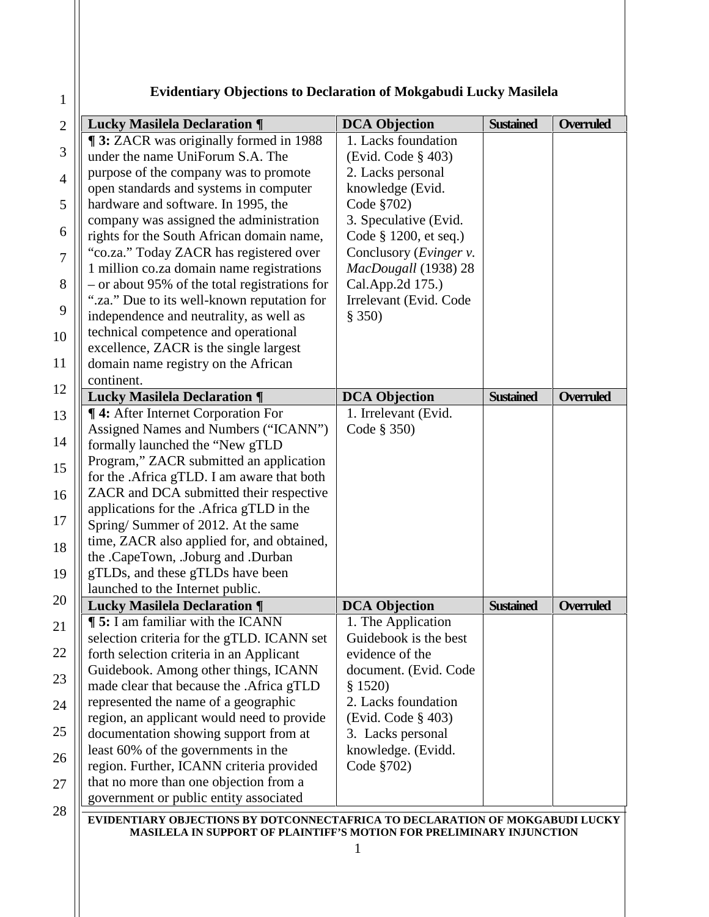# Evidentiary Objections to Declaration of Mokgabudi Lucky Masilela

| Lucky Masilela Declaration ¶ | DCA Objection | Sustained | Overruled |
|---|---|---|---|
| **¶ 3:** ZACR was originally formed in 1988 under the name UniForum S.A. The purpose of the company was to promote open standards and systems in computer hardware and software. In 1995, the company was assigned the administration rights for the South African domain name, "co.za." Today ZACR has registered over 1 million co.za domain name registrations – or about 95% of the total registrations for ".za." Due to its well-known reputation for independence and neutrality, as well as technical competence and operational excellence, ZACR is the single largest domain name registry on the African continent. | 1. Lacks foundation (Evid. Code § 403)<br>2. Lacks personal knowledge (Evid. Code §702)<br>3. Speculative (Evid. Code § 1200, et seq.) Conclusory (*Evinger v. MacDougall* (1938) 28 Cal.App.2d 175.) Irrelevant (Evid. Code § 350) | | |

| Lucky Masilela Declaration ¶ | DCA Objection | Sustained | Overruled |
|---|---|---|---|
| **¶ 4:** After Internet Corporation For Assigned Names and Numbers ("ICANN") formally launched the "New gTLD Program," ZACR submitted an application for the .Africa gTLD. I am aware that both ZACR and DCA submitted their respective applications for the .Africa gTLD in the Spring/ Summer of 2012. At the same time, ZACR also applied for, and obtained, the .CapeTown, .Joburg and .Durban gTLDs, and these gTLDs have been launched to the Internet public. | 1. Irrelevant (Evid. Code § 350) | | |

| Lucky Masilela Declaration ¶ | DCA Objection | Sustained | Overruled |
|---|---|---|---|
| **¶ 5:** I am familiar with the ICANN selection criteria for the gTLD. ICANN set forth selection criteria in an Applicant Guidebook. Among other things, ICANN made clear that because the .Africa gTLD represented the name of a geographic region, an applicant would need to provide documentation showing support from at least 60% of the governments in the region. Further, ICANN criteria provided that no more than one objection from a government or public entity associated | 1. The Application Guidebook is the best evidence of the document. (Evid. Code § 1520)<br>2. Lacks foundation (Evid. Code § 403)<br>3. Lacks personal knowledge. (Evidd. Code §702) | | |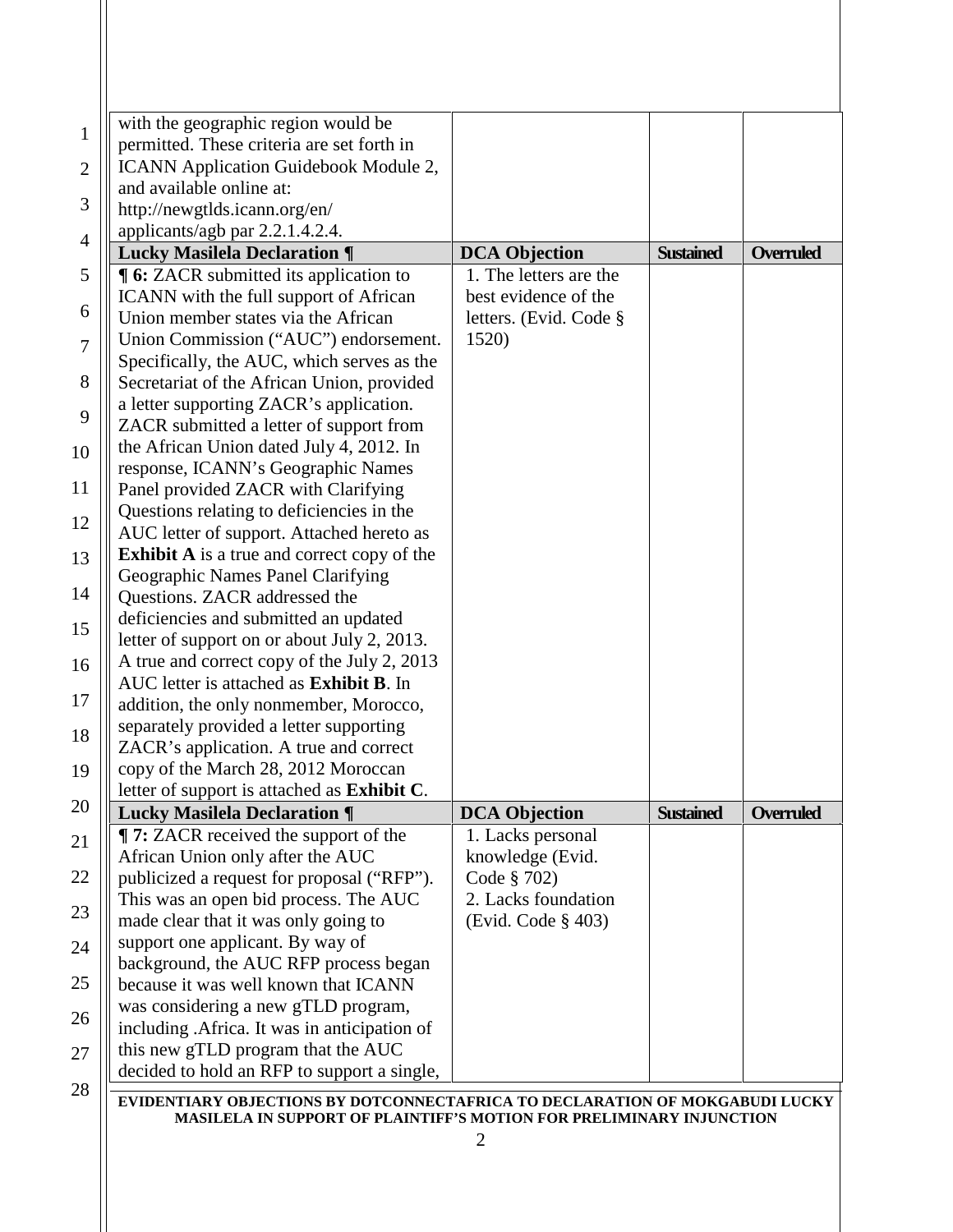| | | | |
|---|---|---|---|
| with the geographic region would be permitted. These criteria are set forth in ICANN Application Guidebook Module 2, and available online at: http://newgtlds.icann.org/en/applicants/agb par 2.2.1.4.2.4. | | | |
| **Lucky Masilela Declaration ¶** | **DCA Objection** | **Sustained** | **Overruled** |
| **¶ 6:** ZACR submitted its application to ICANN with the full support of African Union member states via the African Union Commission ("AUC") endorsement. Specifically, the AUC, which serves as the Secretariat of the African Union, provided a letter supporting ZACR's application. ZACR submitted a letter of support from the African Union dated July 4, 2012. In response, ICANN's Geographic Names Panel provided ZACR with Clarifying Questions relating to deficiencies in the AUC letter of support. Attached hereto as **Exhibit A** is a true and correct copy of the Geographic Names Panel Clarifying Questions. ZACR addressed the deficiencies and submitted an updated letter of support on or about July 2, 2013. A true and correct copy of the July 2, 2013 AUC letter is attached as **Exhibit B**. In addition, the only nonmember, Morocco, separately provided a letter supporting ZACR's application. A true and correct copy of the March 28, 2012 Moroccan letter of support is attached as **Exhibit C**. | 1. The letters are the best evidence of the letters. (Evid. Code § 1520) | | |
| **Lucky Masilela Declaration ¶** | **DCA Objection** | **Sustained** | **Overruled** |
| **¶ 7:** ZACR received the support of the African Union only after the AUC publicized a request for proposal ("RFP"). This was an open bid process. The AUC made clear that it was only going to support one applicant. By way of background, the AUC RFP process began because it was well known that ICANN was considering a new gTLD program, including .Africa. It was in anticipation of this new gTLD program that the AUC decided to hold an RFP to support a single, | 1. Lacks personal knowledge (Evid. Code § 702)<br>2. Lacks foundation (Evid. Code § 403) | | |

EVIDENTIARY OBJECTIONS BY DOTCONNECTAFRICA TO DECLARATION OF MOKGABUDI LUCKY MASILELA IN SUPPORT OF PLAINTIFF'S MOTION FOR PRELIMINARY INJUNCTION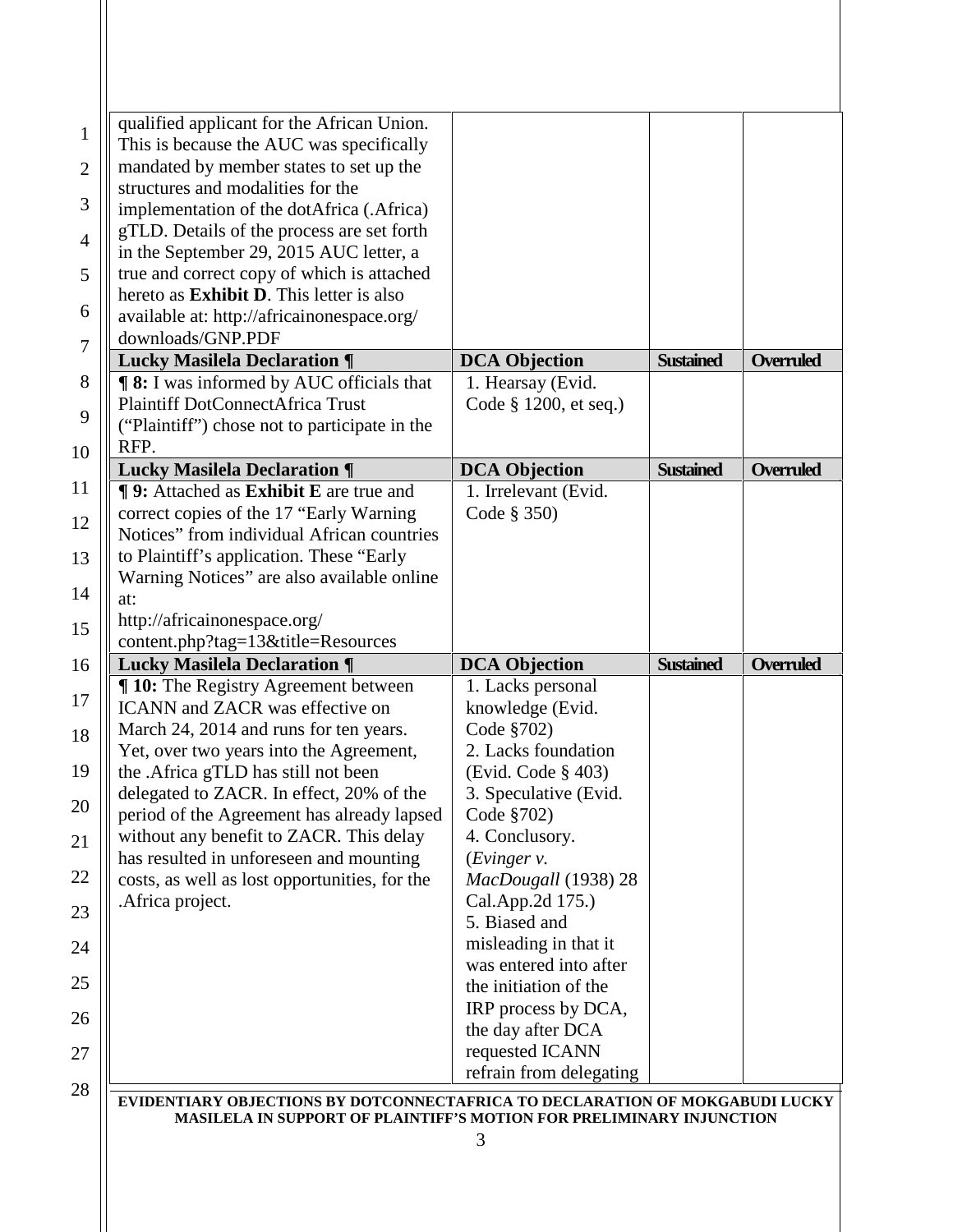| | | | |
|---|---|---|---|
| qualified applicant for the African Union. This is because the AUC was specifically mandated by member states to set up the structures and modalities for the implementation of the dotAfrica (.Africa) gTLD. Details of the process are set forth in the September 29, 2015 AUC letter, a true and correct copy of which is attached hereto as **Exhibit D**. This letter is also available at: http://africainonespace.org/ downloads/GNP.PDF | | | |
| **Lucky Masilela Declaration ¶** | **DCA Objection** | **Sustained** | **Overruled** |
| **¶ 8:** I was informed by AUC officials that Plaintiff DotConnectAfrica Trust ("Plaintiff") chose not to participate in the RFP. | 1. Hearsay (Evid. Code § 1200, et seq.) | | |
| **Lucky Masilela Declaration ¶** | **DCA Objection** | **Sustained** | **Overruled** |
| **¶ 9:** Attached as **Exhibit E** are true and correct copies of the 17 "Early Warning Notices" from individual African countries to Plaintiff's application. These "Early Warning Notices" are also available online at: http://africainonespace.org/ content.php?tag=13&title=Resources | 1. Irrelevant (Evid. Code § 350) | | |
| **Lucky Masilela Declaration ¶** | **DCA Objection** | **Sustained** | **Overruled** |
| **¶ 10:** The Registry Agreement between ICANN and ZACR was effective on March 24, 2014 and runs for ten years. Yet, over two years into the Agreement, the .Africa gTLD has still not been delegated to ZACR. In effect, 20% of the period of the Agreement has already lapsed without any benefit to ZACR. This delay has resulted in unforeseen and mounting costs, as well as lost opportunities, for the .Africa project. | 1. Lacks personal knowledge (Evid. Code §702)<br>2. Lacks foundation (Evid. Code § 403)<br>3. Speculative (Evid. Code §702)<br>4. Conclusory. (*Evinger v. MacDougall* (1938) 28 Cal.App.2d 175.)<br>5. Biased and misleading in that it was entered into after the initiation of the IRP process by DCA, the day after DCA requested ICANN refrain from delegating | | |

EVIDENTIARY OBJECTIONS BY DOTCONNECTAFRICA TO DECLARATION OF MOKGABUDI LUCKY MASILELA IN SUPPORT OF PLAINTIFF'S MOTION FOR PRELIMINARY INJUNCTION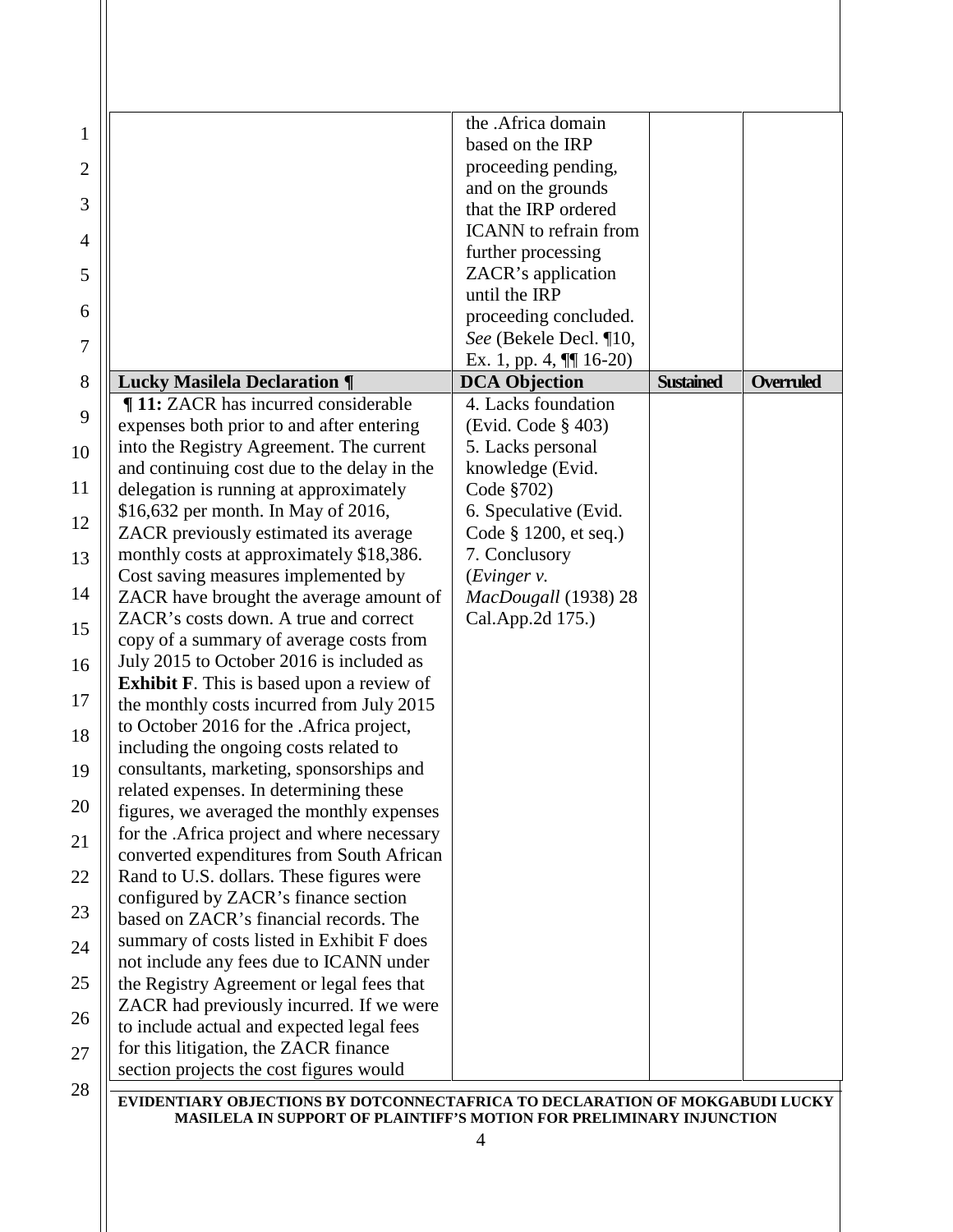| | the .Africa domain based on the IRP proceeding pending, and on the grounds that the IRP ordered ICANN to refrain from further processing ZACR's application until the IRP proceeding concluded. *See* (Bekele Decl. ¶10, Ex. 1, pp. 4, ¶¶ 16-20) | | |
|---|---|---|---|
| **Lucky Masilela Declaration ¶** | **DCA Objection** | **Sustained** | **Overruled** |
| **¶ 11:** ZACR has incurred considerable expenses both prior to and after entering into the Registry Agreement. The current and continuing cost due to the delay in the delegation is running at approximately $16,632 per month. In May of 2016, ZACR previously estimated its average monthly costs at approximately $18,386. Cost saving measures implemented by ZACR have brought the average amount of ZACR's costs down. A true and correct copy of a summary of average costs from July 2015 to October 2016 is included as **Exhibit F**. This is based upon a review of the monthly costs incurred from July 2015 to October 2016 for the .Africa project, including the ongoing costs related to consultants, marketing, sponsorships and related expenses. In determining these figures, we averaged the monthly expenses for the .Africa project and where necessary converted expenditures from South African Rand to U.S. dollars. These figures were configured by ZACR's finance section based on ZACR's financial records. The summary of costs listed in Exhibit F does not include any fees due to ICANN under the Registry Agreement or legal fees that ZACR had previously incurred. If we were to include actual and expected legal fees for this litigation, the ZACR finance section projects the cost figures would | 4. Lacks foundation (Evid. Code § 403)<br>5. Lacks personal knowledge (Evid. Code §702)<br>6. Speculative (Evid. Code § 1200, et seq.)<br>7. Conclusory (*Evinger v. MacDougall* (1938) 28 Cal.App.2d 175.) | | |

EVIDENTIARY OBJECTIONS BY DOTCONNECTAFRICA TO DECLARATION OF MOKGABUDI LUCKY MASILELA IN SUPPORT OF PLAINTIFF'S MOTION FOR PRELIMINARY INJUNCTION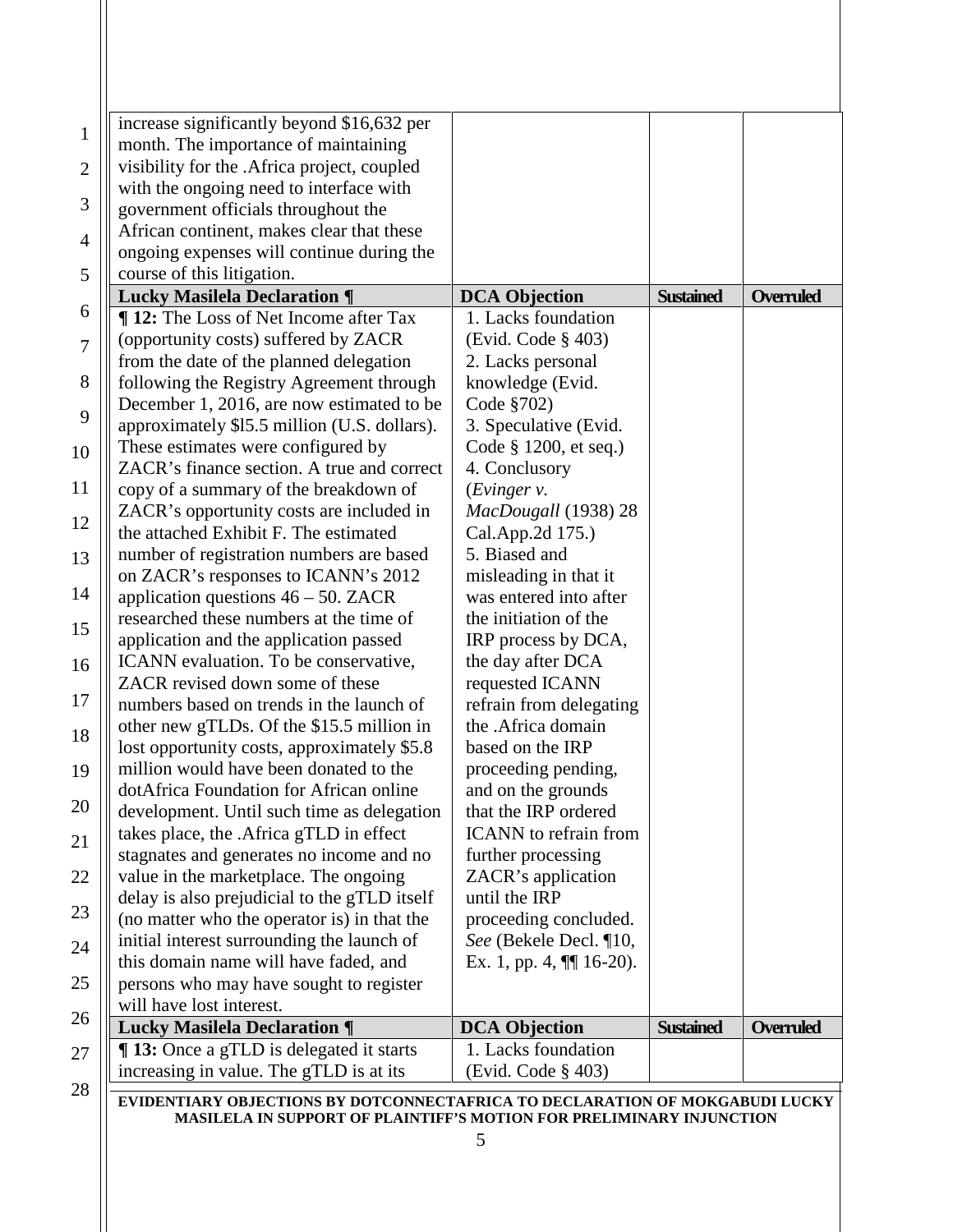| | | | |
|---|---|---|---|
| increase significantly beyond $16,632 per month. The importance of maintaining visibility for the .Africa project, coupled with the ongoing need to interface with government officials throughout the African continent, makes clear that these ongoing expenses will continue during the course of this litigation. | | | |
| **Lucky Masilela Declaration ¶** | **DCA Objection** | **Sustained** | **Overruled** |
| **¶ 12:** The Loss of Net Income after Tax (opportunity costs) suffered by ZACR from the date of the planned delegation following the Registry Agreement through December 1, 2016, are now estimated to be approximately $l5.5 million (U.S. dollars). These estimates were configured by ZACR's finance section. A true and correct copy of a summary of the breakdown of ZACR's opportunity costs are included in the attached Exhibit F. The estimated number of registration numbers are based on ZACR's responses to ICANN's 2012 application questions 46 – 50. ZACR researched these numbers at the time of application and the application passed ICANN evaluation. To be conservative, ZACR revised down some of these numbers based on trends in the launch of other new gTLDs. Of the $15.5 million in lost opportunity costs, approximately $5.8 million would have been donated to the dotAfrica Foundation for African online development. Until such time as delegation takes place, the .Africa gTLD in effect stagnates and generates no income and no value in the marketplace. The ongoing delay is also prejudicial to the gTLD itself (no matter who the operator is) in that the initial interest surrounding the launch of this domain name will have faded, and persons who may have sought to register will have lost interest. | 1. Lacks foundation (Evid. Code § 403)<br>2. Lacks personal knowledge (Evid. Code §702)<br>3. Speculative (Evid. Code § 1200, et seq.)<br>4. Conclusory (*Evinger v. MacDougall* (1938) 28 Cal.App.2d 175.)<br>5. Biased and misleading in that it was entered into after the initiation of the IRP process by DCA, the day after DCA requested ICANN refrain from delegating the .Africa domain based on the IRP proceeding pending, and on the grounds that the IRP ordered ICANN to refrain from further processing ZACR's application until the IRP proceeding concluded. *See* (Bekele Decl. ¶10, Ex. 1, pp. 4, ¶¶ 16-20). | | |
| **Lucky Masilela Declaration ¶** | **DCA Objection** | **Sustained** | **Overruled** |
| **¶ 13:** Once a gTLD is delegated it starts increasing in value. The gTLD is at its | 1. Lacks foundation (Evid. Code § 403) | | |

**EVIDENTIARY OBJECTIONS BY DOTCONNECTAFRICA TO DECLARATION OF MOKGABUDI LUCKY MASILELA IN SUPPORT OF PLAINTIFF'S MOTION FOR PRELIMINARY INJUNCTION**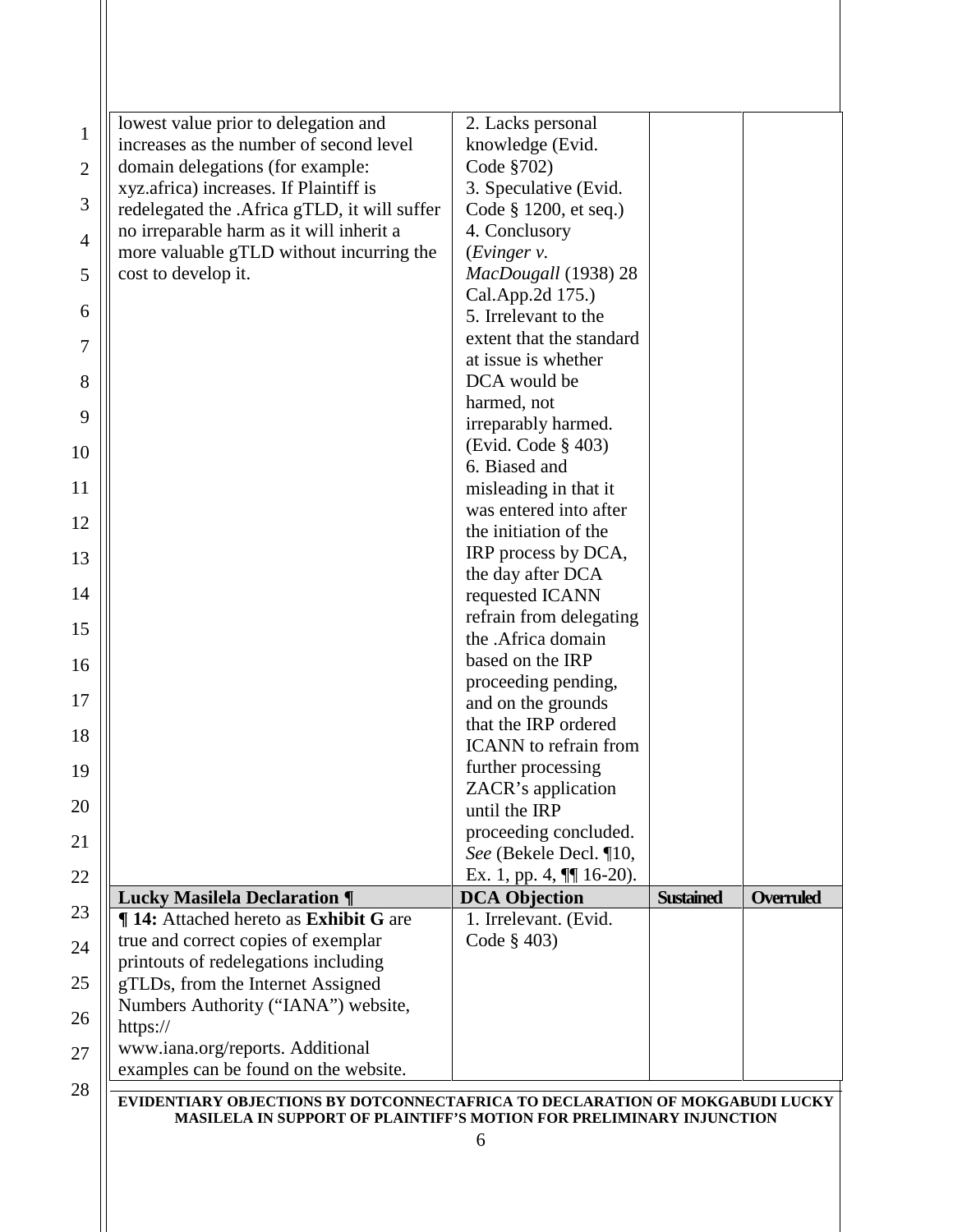| | | | |
|---|---|---|---|
| lowest value prior to delegation and increases as the number of second level domain delegations (for example: xyz.africa) increases. If Plaintiff is redelegated the .Africa gTLD, it will suffer no irreparable harm as it will inherit a more valuable gTLD without incurring the cost to develop it. | 2. Lacks personal knowledge (Evid. Code §702)<br>3. Speculative (Evid. Code § 1200, et seq.)<br>4. Conclusory (*Evinger v. MacDougall* (1938) 28 Cal.App.2d 175.)<br>5. Irrelevant to the extent that the standard at issue is whether DCA would be harmed, not irreparably harmed. (Evid. Code § 403)<br>6. Biased and misleading in that it was entered into after the initiation of the IRP process by DCA, the day after DCA requested ICANN refrain from delegating the .Africa domain based on the IRP proceeding pending, and on the grounds that the IRP ordered ICANN to refrain from further processing ZACR's application until the IRP proceeding concluded. *See* (Bekele Decl. ¶10, Ex. 1, pp. 4, ¶¶ 16-20). | | |
| **Lucky Masilela Declaration ¶** | **DCA Objection** | **Sustained** | **Overruled** |
| **¶ 14:** Attached hereto as **Exhibit G** are true and correct copies of exemplar printouts of redelegations including gTLDs, from the Internet Assigned Numbers Authority ("IANA") website, https:// www.iana.org/reports. Additional examples can be found on the website. | 1. Irrelevant. (Evid. Code § 403) | | |

**EVIDENTIARY OBJECTIONS BY DOTCONNECTAFRICA TO DECLARATION OF MOKGABUDI LUCKY MASILELA IN SUPPORT OF PLAINTIFF'S MOTION FOR PRELIMINARY INJUNCTION**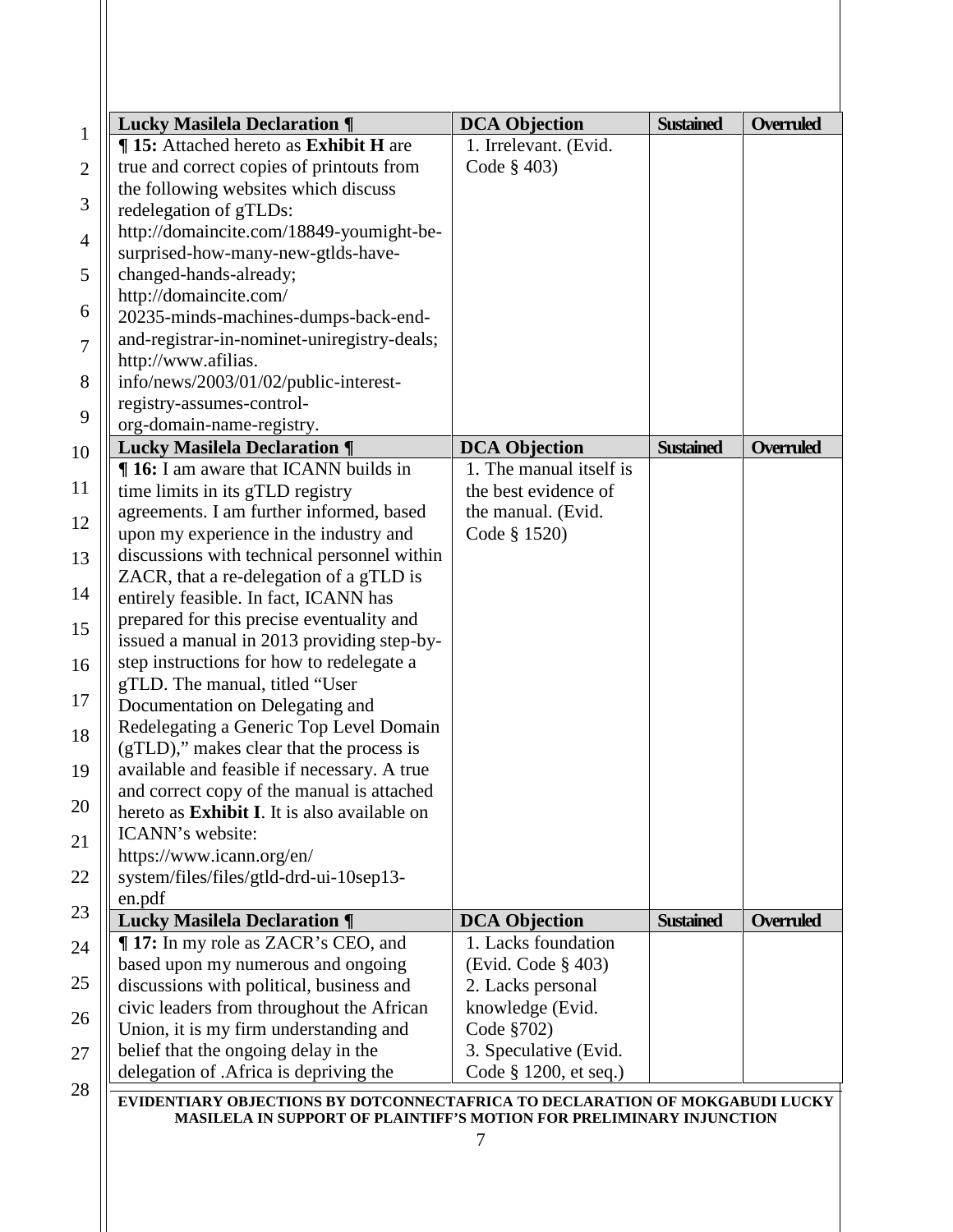| Lucky Masilela Declaration ¶ | DCA Objection | Sustained | Overruled |
|---|---|---|---|
| **¶ 15:** Attached hereto as **Exhibit H** are true and correct copies of printouts from the following websites which discuss redelegation of gTLDs: http://domaincite.com/18849-youmight-be-surprised-how-many-new-gtlds-have-changed-hands-already; http://domaincite.com/ 20235-minds-machines-dumps-back-end-and-registrar-in-nominet-uniregistry-deals; http://www.afilias. info/news/2003/01/02/public-interest-registry-assumes-control-org-domain-name-registry. | 1. Irrelevant. (Evid. Code § 403) | | |

| Lucky Masilela Declaration ¶ | DCA Objection | Sustained | Overruled |
|---|---|---|---|
| **¶ 16:** I am aware that ICANN builds in time limits in its gTLD registry agreements. I am further informed, based upon my experience in the industry and discussions with technical personnel within ZACR, that a re-delegation of a gTLD is entirely feasible. In fact, ICANN has prepared for this precise eventuality and issued a manual in 2013 providing step-by-step instructions for how to redelegate a gTLD. The manual, titled "User Documentation on Delegating and Redelegating a Generic Top Level Domain (gTLD)," makes clear that the process is available and feasible if necessary. A true and correct copy of the manual is attached hereto as **Exhibit I**. It is also available on ICANN's website: https://www.icann.org/en/ system/files/files/gtld-drd-ui-10sep13-en.pdf | 1. The manual itself is the best evidence of the manual. (Evid. Code § 1520) | | |

| Lucky Masilela Declaration ¶ | DCA Objection | Sustained | Overruled |
|---|---|---|---|
| **¶ 17:** In my role as ZACR's CEO, and based upon my numerous and ongoing discussions with political, business and civic leaders from throughout the African Union, it is my firm understanding and belief that the ongoing delay in the delegation of .Africa is depriving the | 1. Lacks foundation (Evid. Code § 403) 2. Lacks personal knowledge (Evid. Code §702) 3. Speculative (Evid. Code § 1200, et seq.) | | |

EVIDENTIARY OBJECTIONS BY DOTCONNECTAFRICA TO DECLARATION OF MOKGABUDI LUCKY MASILELA IN SUPPORT OF PLAINTIFF'S MOTION FOR PRELIMINARY INJUNCTION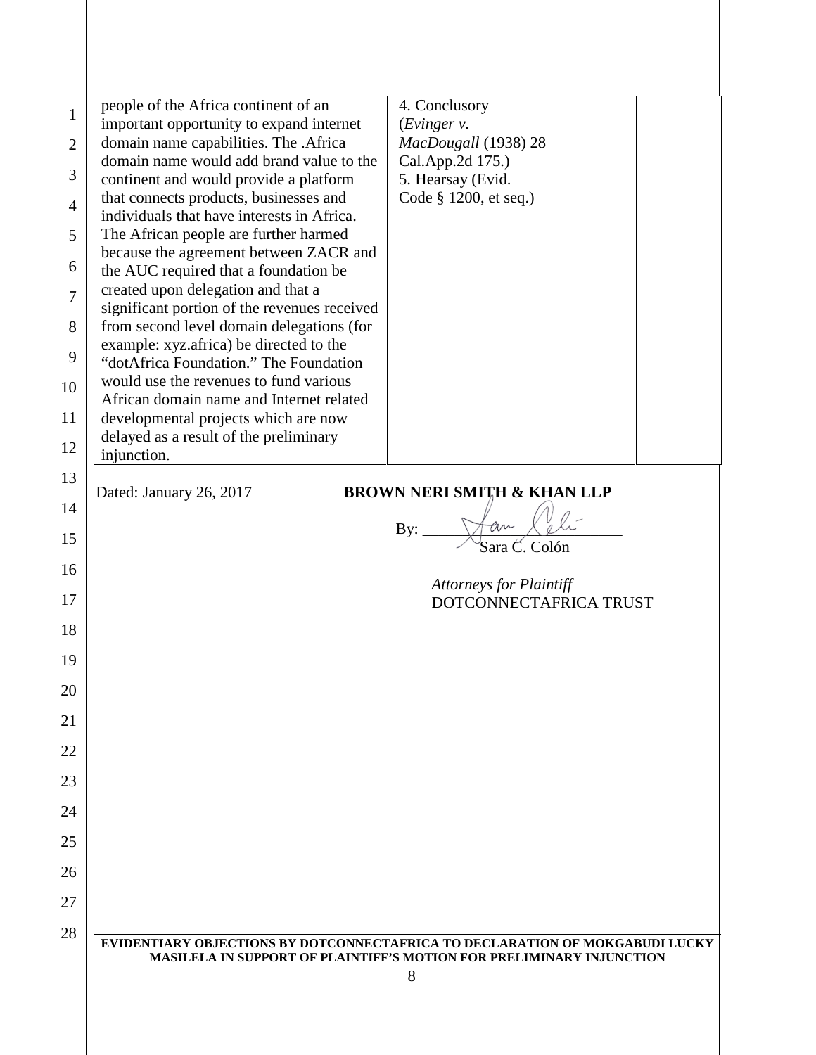| | | | |
|---|---|---|---|
| people of the Africa continent of an important opportunity to expand internet domain name capabilities. The .Africa domain name would add brand value to the continent and would provide a platform that connects products, businesses and individuals that have interests in Africa. The African people are further harmed because the agreement between ZACR and the AUC required that a foundation be created upon delegation and that a significant portion of the revenues received from second level domain delegations (for example: xyz.africa) be directed to the "dotAfrica Foundation." The Foundation would use the revenues to fund various African domain name and Internet related developmental projects which are now delayed as a result of the preliminary injunction. | 4. Conclusory (*Evinger v. MacDougall* (1938) 28 Cal.App.2d 175.) 5. Hearsay (Evid. Code § 1200, et seq.) | | |

Dated: January 26, 2017

**BROWN NERI SMITH & KHAN LLP**

By: ______________________
Sara C. Colón

*Attorneys for Plaintiff*
DOTCONNECTAFRICA TRUST

**EVIDENTIARY OBJECTIONS BY DOTCONNECTAFRICA TO DECLARATION OF MOKGABUDI LUCKY MASILELA IN SUPPORT OF PLAINTIFF'S MOTION FOR PRELIMINARY INJUNCTION**